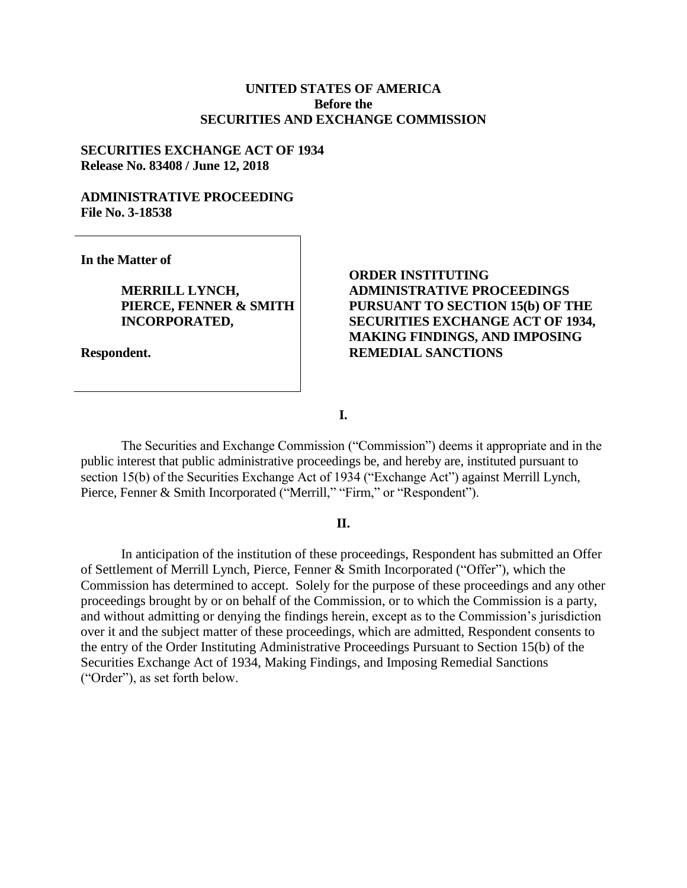**UNITED STATES OF AMERICA**
**Before the**
**SECURITIES AND EXCHANGE COMMISSION**

**SECURITIES EXCHANGE ACT OF 1934**
**Release No. 83408 / June 12, 2018**

**ADMINISTRATIVE PROCEEDING**
**File No. 3-18538**

| | |
|---|---|
| **In the Matter of**<br><br>**MERRILL LYNCH, PIERCE, FENNER & SMITH INCORPORATED,**<br><br>**Respondent.** | **ORDER INSTITUTING ADMINISTRATIVE PROCEEDINGS PURSUANT TO SECTION 15(b) OF THE SECURITIES EXCHANGE ACT OF 1934, MAKING FINDINGS, AND IMPOSING REMEDIAL SANCTIONS** |

## I.

The Securities and Exchange Commission ("Commission") deems it appropriate and in the public interest that public administrative proceedings be, and hereby are, instituted pursuant to section 15(b) of the Securities Exchange Act of 1934 ("Exchange Act") against Merrill Lynch, Pierce, Fenner & Smith Incorporated ("Merrill," "Firm," or "Respondent").

## II.

In anticipation of the institution of these proceedings, Respondent has submitted an Offer of Settlement of Merrill Lynch, Pierce, Fenner & Smith Incorporated ("Offer"), which the Commission has determined to accept. Solely for the purpose of these proceedings and any other proceedings brought by or on behalf of the Commission, or to which the Commission is a party, and without admitting or denying the findings herein, except as to the Commission's jurisdiction over it and the subject matter of these proceedings, which are admitted, Respondent consents to the entry of the Order Instituting Administrative Proceedings Pursuant to Section 15(b) of the Securities Exchange Act of 1934, Making Findings, and Imposing Remedial Sanctions ("Order"), as set forth below.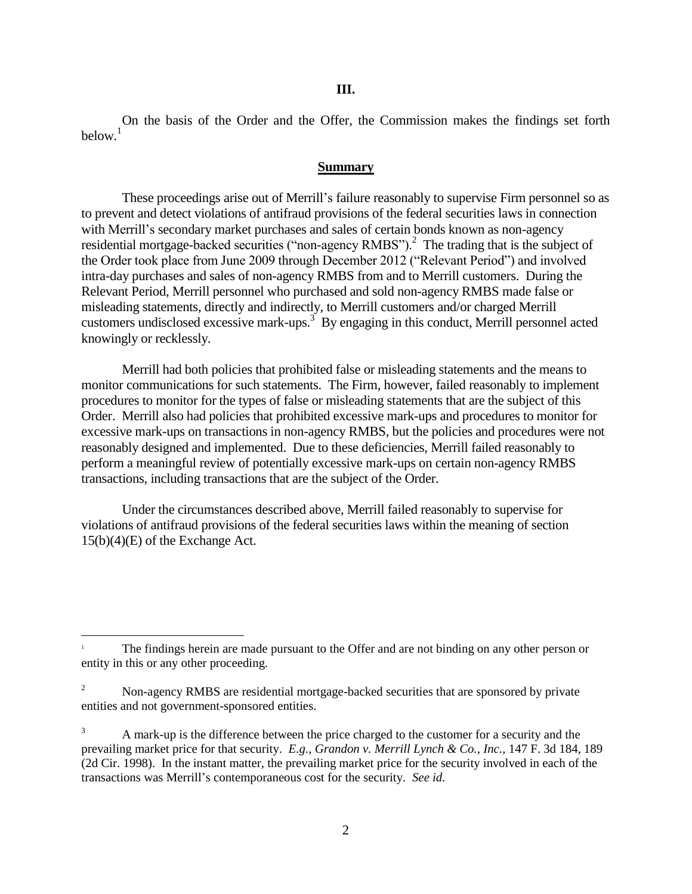**III.**

On the basis of the Order and the Offer, the Commission makes the findings set forth below.[1]

## **Summary**

These proceedings arise out of Merrill's failure reasonably to supervise Firm personnel so as to prevent and detect violations of antifraud provisions of the federal securities laws in connection with Merrill's secondary market purchases and sales of certain bonds known as non-agency residential mortgage-backed securities ("non-agency RMBS").[2] The trading that is the subject of the Order took place from June 2009 through December 2012 ("Relevant Period") and involved intra-day purchases and sales of non-agency RMBS from and to Merrill customers. During the Relevant Period, Merrill personnel who purchased and sold non-agency RMBS made false or misleading statements, directly and indirectly, to Merrill customers and/or charged Merrill customers undisclosed excessive mark-ups.[3] By engaging in this conduct, Merrill personnel acted knowingly or recklessly.

Merrill had both policies that prohibited false or misleading statements and the means to monitor communications for such statements. The Firm, however, failed reasonably to implement procedures to monitor for the types of false or misleading statements that are the subject of this Order. Merrill also had policies that prohibited excessive mark-ups and procedures to monitor for excessive mark-ups on transactions in non-agency RMBS, but the policies and procedures were not reasonably designed and implemented. Due to these deficiencies, Merrill failed reasonably to perform a meaningful review of potentially excessive mark-ups on certain non-agency RMBS transactions, including transactions that are the subject of the Order.

Under the circumstances described above, Merrill failed reasonably to supervise for violations of antifraud provisions of the federal securities laws within the meaning of section 15(b)(4)(E) of the Exchange Act.

---

[1] The findings herein are made pursuant to the Offer and are not binding on any other person or entity in this or any other proceeding.

[2] Non-agency RMBS are residential mortgage-backed securities that are sponsored by private entities and not government-sponsored entities.

[3] A mark-up is the difference between the price charged to the customer for a security and the prevailing market price for that security. *E.g., Grandon v. Merrill Lynch & Co., Inc.*, 147 F. 3d 184, 189 (2d Cir. 1998). In the instant matter, the prevailing market price for the security involved in each of the transactions was Merrill's contemporaneous cost for the security. *See id.*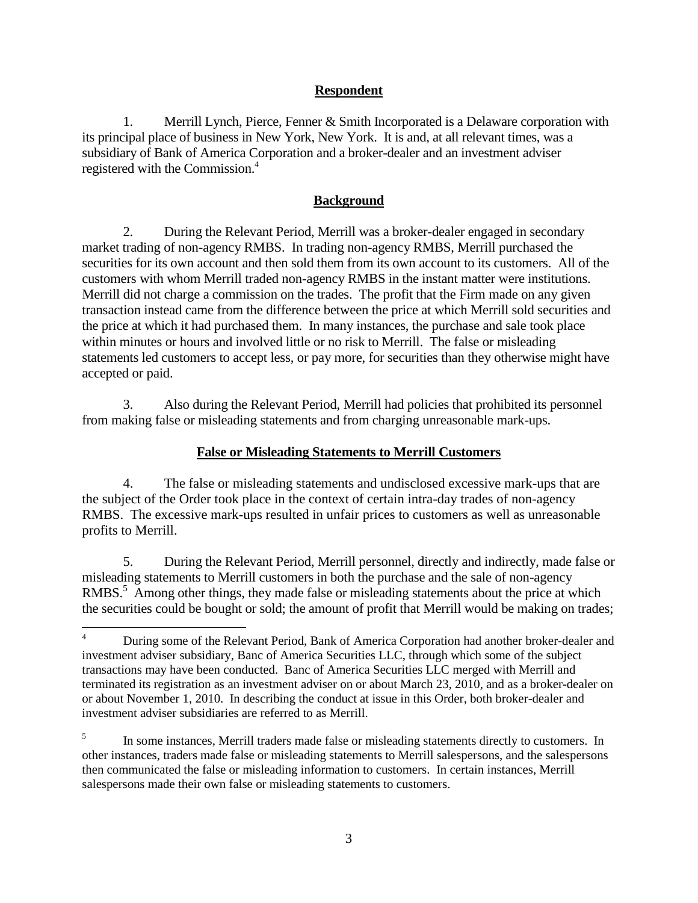## Respondent

1. Merrill Lynch, Pierce, Fenner & Smith Incorporated is a Delaware corporation with its principal place of business in New York, New York. It is and, at all relevant times, was a subsidiary of Bank of America Corporation and a broker-dealer and an investment adviser registered with the Commission.[4]

## Background

2. During the Relevant Period, Merrill was a broker-dealer engaged in secondary market trading of non-agency RMBS. In trading non-agency RMBS, Merrill purchased the securities for its own account and then sold them from its own account to its customers. All of the customers with whom Merrill traded non-agency RMBS in the instant matter were institutions. Merrill did not charge a commission on the trades. The profit that the Firm made on any given transaction instead came from the difference between the price at which Merrill sold securities and the price at which it had purchased them. In many instances, the purchase and sale took place within minutes or hours and involved little or no risk to Merrill. The false or misleading statements led customers to accept less, or pay more, for securities than they otherwise might have accepted or paid.

3. Also during the Relevant Period, Merrill had policies that prohibited its personnel from making false or misleading statements and from charging unreasonable mark-ups.

## False or Misleading Statements to Merrill Customers

4. The false or misleading statements and undisclosed excessive mark-ups that are the subject of the Order took place in the context of certain intra-day trades of non-agency RMBS. The excessive mark-ups resulted in unfair prices to customers as well as unreasonable profits to Merrill.

5. During the Relevant Period, Merrill personnel, directly and indirectly, made false or misleading statements to Merrill customers in both the purchase and the sale of non-agency RMBS.[5] Among other things, they made false or misleading statements about the price at which the securities could be bought or sold; the amount of profit that Merrill would be making on trades;

---

[4] During some of the Relevant Period, Bank of America Corporation had another broker-dealer and investment adviser subsidiary, Banc of America Securities LLC, through which some of the subject transactions may have been conducted. Banc of America Securities LLC merged with Merrill and terminated its registration as an investment adviser on or about March 23, 2010, and as a broker-dealer on or about November 1, 2010. In describing the conduct at issue in this Order, both broker-dealer and investment adviser subsidiaries are referred to as Merrill.

[5] In some instances, Merrill traders made false or misleading statements directly to customers. In other instances, traders made false or misleading statements to Merrill salespersons, and the salespersons then communicated the false or misleading information to customers. In certain instances, Merrill salespersons made their own false or misleading statements to customers.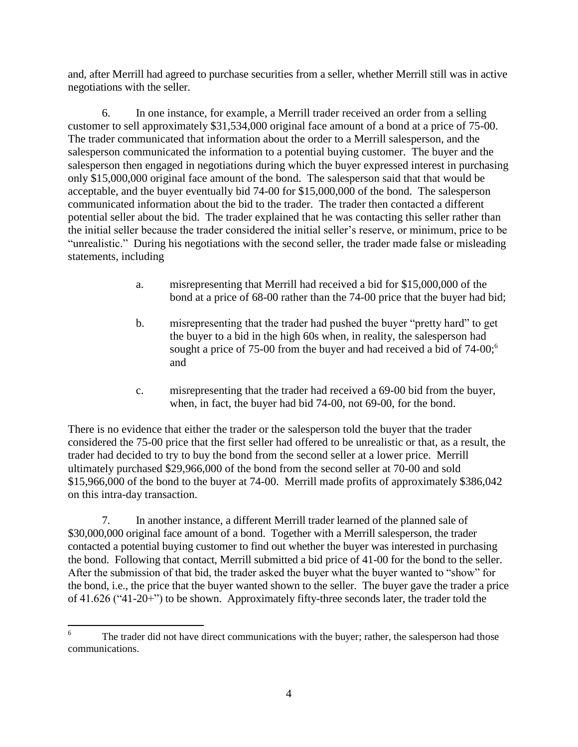and, after Merrill had agreed to purchase securities from a seller, whether Merrill still was in active negotiations with the seller.

6. In one instance, for example, a Merrill trader received an order from a selling customer to sell approximately $31,534,000 original face amount of a bond at a price of 75-00. The trader communicated that information about the order to a Merrill salesperson, and the salesperson communicated the information to a potential buying customer. The buyer and the salesperson then engaged in negotiations during which the buyer expressed interest in purchasing only $15,000,000 original face amount of the bond. The salesperson said that that would be acceptable, and the buyer eventually bid 74-00 for $15,000,000 of the bond. The salesperson communicated information about the bid to the trader. The trader then contacted a different potential seller about the bid. The trader explained that he was contacting this seller rather than the initial seller because the trader considered the initial seller's reserve, or minimum, price to be "unrealistic." During his negotiations with the second seller, the trader made false or misleading statements, including

> a. misrepresenting that Merrill had received a bid for $15,000,000 of the bond at a price of 68-00 rather than the 74-00 price that the buyer had bid;
>
> b. misrepresenting that the trader had pushed the buyer "pretty hard" to get the buyer to a bid in the high 60s when, in reality, the salesperson had sought a price of 75-00 from the buyer and had received a bid of 74-00;[6] and
>
> c. misrepresenting that the trader had received a 69-00 bid from the buyer, when, in fact, the buyer had bid 74-00, not 69-00, for the bond.

There is no evidence that either the trader or the salesperson told the buyer that the trader considered the 75-00 price that the first seller had offered to be unrealistic or that, as a result, the trader had decided to try to buy the bond from the second seller at a lower price. Merrill ultimately purchased $29,966,000 of the bond from the second seller at 70-00 and sold $15,966,000 of the bond to the buyer at 74-00. Merrill made profits of approximately $386,042 on this intra-day transaction.

7. In another instance, a different Merrill trader learned of the planned sale of $30,000,000 original face amount of a bond. Together with a Merrill salesperson, the trader contacted a potential buying customer to find out whether the buyer was interested in purchasing the bond. Following that contact, Merrill submitted a bid price of 41-00 for the bond to the seller. After the submission of that bid, the trader asked the buyer what the buyer wanted to "show" for the bond, i.e., the price that the buyer wanted shown to the seller. The buyer gave the trader a price of 41.626 ("41-20+") to be shown. Approximately fifty-three seconds later, the trader told the

---

[6] The trader did not have direct communications with the buyer; rather, the salesperson had those communications.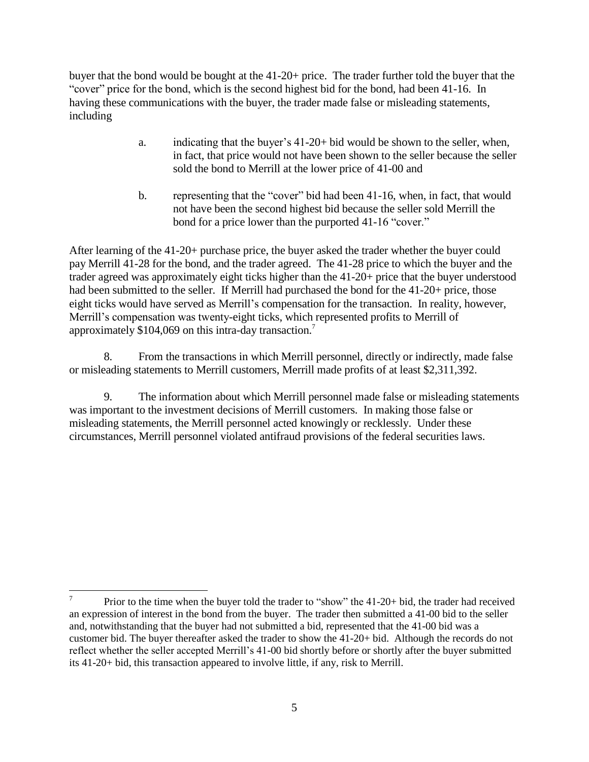buyer that the bond would be bought at the 41-20+ price. The trader further told the buyer that the "cover" price for the bond, which is the second highest bid for the bond, had been 41-16. In having these communications with the buyer, the trader made false or misleading statements, including

> a. indicating that the buyer's 41-20+ bid would be shown to the seller, when, in fact, that price would not have been shown to the seller because the seller sold the bond to Merrill at the lower price of 41-00 and
>
> b. representing that the "cover" bid had been 41-16, when, in fact, that would not have been the second highest bid because the seller sold Merrill the bond for a price lower than the purported 41-16 "cover."

After learning of the 41-20+ purchase price, the buyer asked the trader whether the buyer could pay Merrill 41-28 for the bond, and the trader agreed. The 41-28 price to which the buyer and the trader agreed was approximately eight ticks higher than the 41-20+ price that the buyer understood had been submitted to the seller. If Merrill had purchased the bond for the 41-20+ price, those eight ticks would have served as Merrill's compensation for the transaction. In reality, however, Merrill's compensation was twenty-eight ticks, which represented profits to Merrill of approximately $104,069 on this intra-day transaction.[7]

8. From the transactions in which Merrill personnel, directly or indirectly, made false or misleading statements to Merrill customers, Merrill made profits of at least $2,311,392.

9. The information about which Merrill personnel made false or misleading statements was important to the investment decisions of Merrill customers. In making those false or misleading statements, the Merrill personnel acted knowingly or recklessly. Under these circumstances, Merrill personnel violated antifraud provisions of the federal securities laws.

---

[7] Prior to the time when the buyer told the trader to "show" the 41-20+ bid, the trader had received an expression of interest in the bond from the buyer. The trader then submitted a 41-00 bid to the seller and, notwithstanding that the buyer had not submitted a bid, represented that the 41-00 bid was a customer bid. The buyer thereafter asked the trader to show the 41-20+ bid. Although the records do not reflect whether the seller accepted Merrill's 41-00 bid shortly before or shortly after the buyer submitted its 41-20+ bid, this transaction appeared to involve little, if any, risk to Merrill.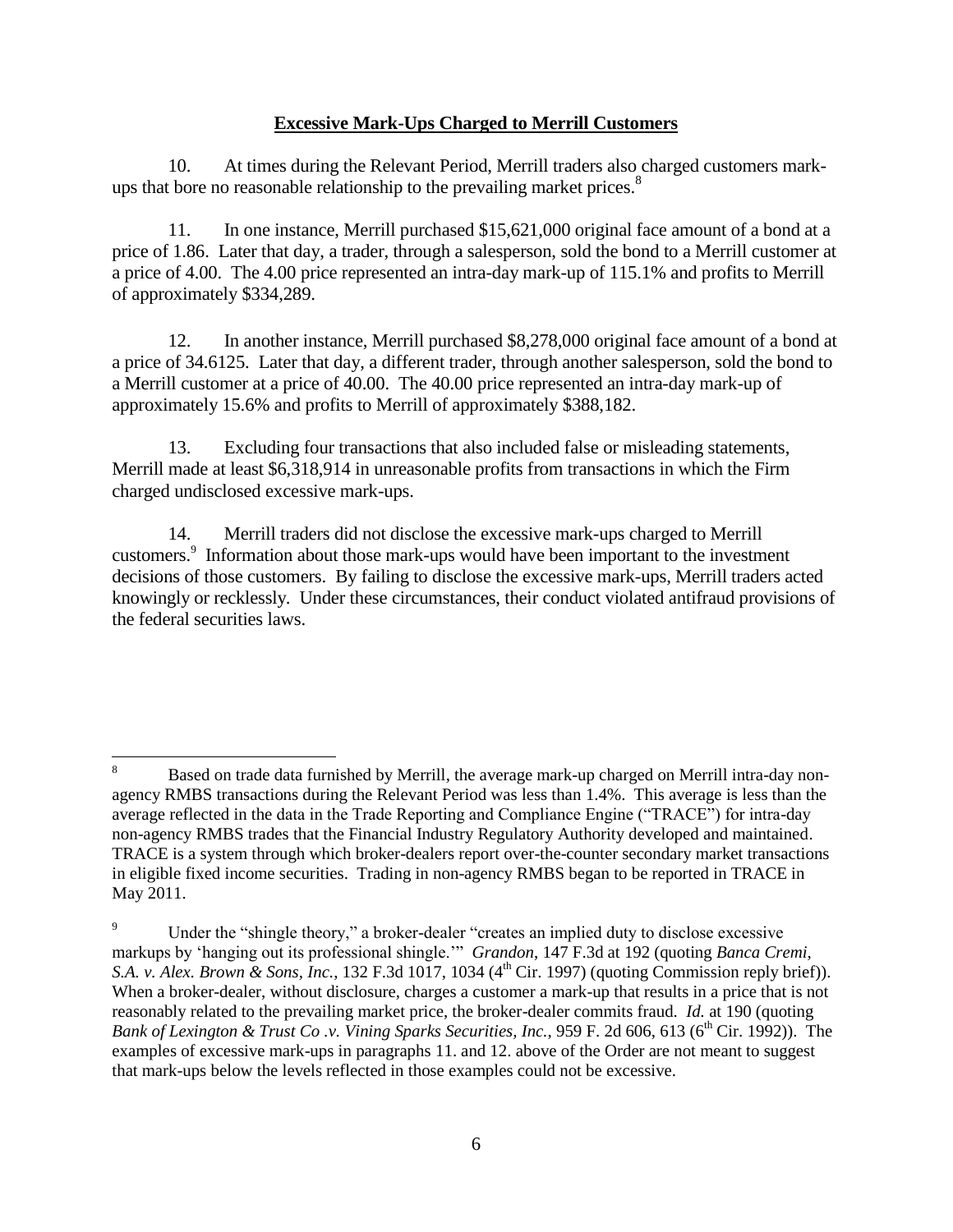## Excessive Mark-Ups Charged to Merrill Customers

10. At times during the Relevant Period, Merrill traders also charged customers mark-ups that bore no reasonable relationship to the prevailing market prices.[8]

11. In one instance, Merrill purchased $15,621,000 original face amount of a bond at a price of 1.86. Later that day, a trader, through a salesperson, sold the bond to a Merrill customer at a price of 4.00. The 4.00 price represented an intra-day mark-up of 115.1% and profits to Merrill of approximately $334,289.

12. In another instance, Merrill purchased $8,278,000 original face amount of a bond at a price of 34.6125. Later that day, a different trader, through another salesperson, sold the bond to a Merrill customer at a price of 40.00. The 40.00 price represented an intra-day mark-up of approximately 15.6% and profits to Merrill of approximately $388,182.

13. Excluding four transactions that also included false or misleading statements, Merrill made at least $6,318,914 in unreasonable profits from transactions in which the Firm charged undisclosed excessive mark-ups.

14. Merrill traders did not disclose the excessive mark-ups charged to Merrill customers.[9] Information about those mark-ups would have been important to the investment decisions of those customers. By failing to disclose the excessive mark-ups, Merrill traders acted knowingly or recklessly. Under these circumstances, their conduct violated antifraud provisions of the federal securities laws.

---

[8] Based on trade data furnished by Merrill, the average mark-up charged on Merrill intra-day non-agency RMBS transactions during the Relevant Period was less than 1.4%. This average is less than the average reflected in the data in the Trade Reporting and Compliance Engine ("TRACE") for intra-day non-agency RMBS trades that the Financial Industry Regulatory Authority developed and maintained. TRACE is a system through which broker-dealers report over-the-counter secondary market transactions in eligible fixed income securities. Trading in non-agency RMBS began to be reported in TRACE in May 2011.

[9] Under the "shingle theory," a broker-dealer "creates an implied duty to disclose excessive markups by 'hanging out its professional shingle.'" *Grandon*, 147 F.3d at 192 (quoting *Banca Cremi, S.A. v. Alex. Brown & Sons, Inc.*, 132 F.3d 1017, 1034 (4th Cir. 1997) (quoting Commission reply brief)). When a broker-dealer, without disclosure, charges a customer a mark-up that results in a price that is not reasonably related to the prevailing market price, the broker-dealer commits fraud. *Id.* at 190 (quoting *Bank of Lexington & Trust Co .v. Vining Sparks Securities, Inc.*, 959 F. 2d 606, 613 (6th Cir. 1992)). The examples of excessive mark-ups in paragraphs 11. and 12. above of the Order are not meant to suggest that mark-ups below the levels reflected in those examples could not be excessive.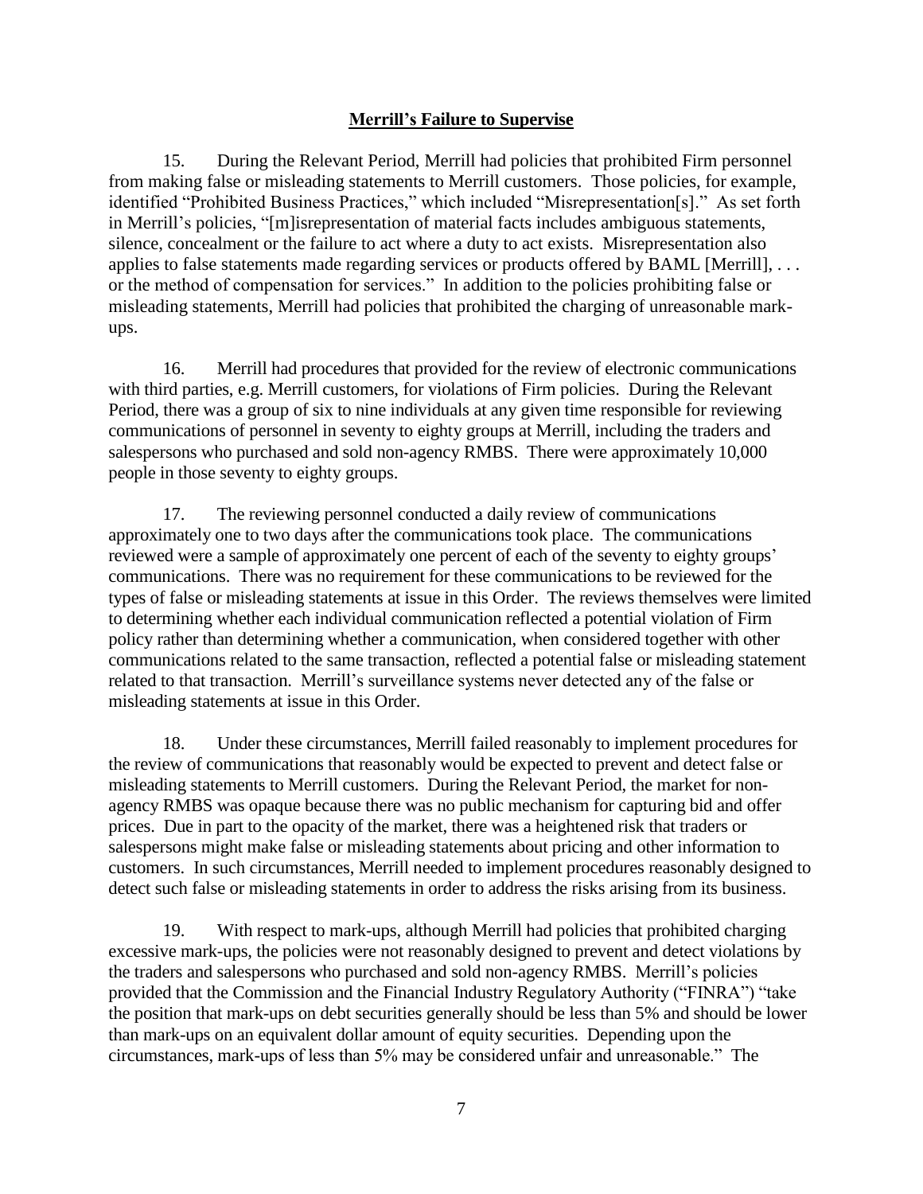**Merrill's Failure to Supervise**

15. During the Relevant Period, Merrill had policies that prohibited Firm personnel from making false or misleading statements to Merrill customers. Those policies, for example, identified "Prohibited Business Practices," which included "Misrepresentation[s]." As set forth in Merrill's policies, "[m]isrepresentation of material facts includes ambiguous statements, silence, concealment or the failure to act where a duty to act exists. Misrepresentation also applies to false statements made regarding services or products offered by BAML [Merrill], . . . or the method of compensation for services." In addition to the policies prohibiting false or misleading statements, Merrill had policies that prohibited the charging of unreasonable mark-ups.

16. Merrill had procedures that provided for the review of electronic communications with third parties, e.g. Merrill customers, for violations of Firm policies. During the Relevant Period, there was a group of six to nine individuals at any given time responsible for reviewing communications of personnel in seventy to eighty groups at Merrill, including the traders and salespersons who purchased and sold non-agency RMBS. There were approximately 10,000 people in those seventy to eighty groups.

17. The reviewing personnel conducted a daily review of communications approximately one to two days after the communications took place. The communications reviewed were a sample of approximately one percent of each of the seventy to eighty groups' communications. There was no requirement for these communications to be reviewed for the types of false or misleading statements at issue in this Order. The reviews themselves were limited to determining whether each individual communication reflected a potential violation of Firm policy rather than determining whether a communication, when considered together with other communications related to the same transaction, reflected a potential false or misleading statement related to that transaction. Merrill's surveillance systems never detected any of the false or misleading statements at issue in this Order.

18. Under these circumstances, Merrill failed reasonably to implement procedures for the review of communications that reasonably would be expected to prevent and detect false or misleading statements to Merrill customers. During the Relevant Period, the market for non-agency RMBS was opaque because there was no public mechanism for capturing bid and offer prices. Due in part to the opacity of the market, there was a heightened risk that traders or salespersons might make false or misleading statements about pricing and other information to customers. In such circumstances, Merrill needed to implement procedures reasonably designed to detect such false or misleading statements in order to address the risks arising from its business.

19. With respect to mark-ups, although Merrill had policies that prohibited charging excessive mark-ups, the policies were not reasonably designed to prevent and detect violations by the traders and salespersons who purchased and sold non-agency RMBS. Merrill's policies provided that the Commission and the Financial Industry Regulatory Authority ("FINRA") "take the position that mark-ups on debt securities generally should be less than 5% and should be lower than mark-ups on an equivalent dollar amount of equity securities. Depending upon the circumstances, mark-ups of less than 5% may be considered unfair and unreasonable." The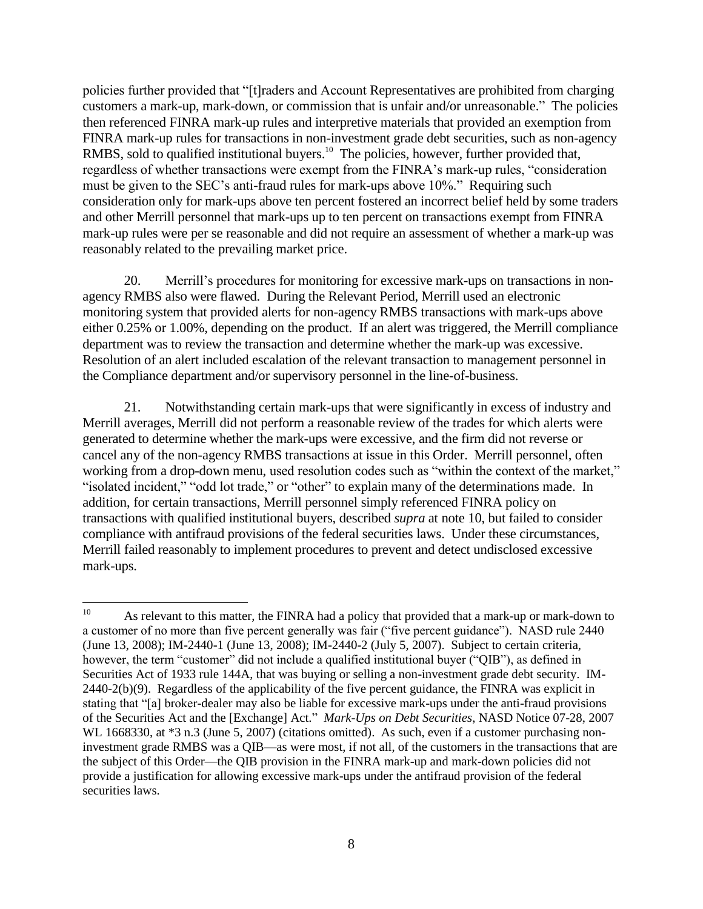policies further provided that "[t]raders and Account Representatives are prohibited from charging customers a mark-up, mark-down, or commission that is unfair and/or unreasonable." The policies then referenced FINRA mark-up rules and interpretive materials that provided an exemption from FINRA mark-up rules for transactions in non-investment grade debt securities, such as non-agency RMBS, sold to qualified institutional buyers.[10] The policies, however, further provided that, regardless of whether transactions were exempt from the FINRA's mark-up rules, "consideration must be given to the SEC's anti-fraud rules for mark-ups above 10%." Requiring such consideration only for mark-ups above ten percent fostered an incorrect belief held by some traders and other Merrill personnel that mark-ups up to ten percent on transactions exempt from FINRA mark-up rules were per se reasonable and did not require an assessment of whether a mark-up was reasonably related to the prevailing market price.

20. Merrill's procedures for monitoring for excessive mark-ups on transactions in non-agency RMBS also were flawed. During the Relevant Period, Merrill used an electronic monitoring system that provided alerts for non-agency RMBS transactions with mark-ups above either 0.25% or 1.00%, depending on the product. If an alert was triggered, the Merrill compliance department was to review the transaction and determine whether the mark-up was excessive. Resolution of an alert included escalation of the relevant transaction to management personnel in the Compliance department and/or supervisory personnel in the line-of-business.

21. Notwithstanding certain mark-ups that were significantly in excess of industry and Merrill averages, Merrill did not perform a reasonable review of the trades for which alerts were generated to determine whether the mark-ups were excessive, and the firm did not reverse or cancel any of the non-agency RMBS transactions at issue in this Order. Merrill personnel, often working from a drop-down menu, used resolution codes such as "within the context of the market," "isolated incident," "odd lot trade," or "other" to explain many of the determinations made. In addition, for certain transactions, Merrill personnel simply referenced FINRA policy on transactions with qualified institutional buyers, described *supra* at note 10, but failed to consider compliance with antifraud provisions of the federal securities laws. Under these circumstances, Merrill failed reasonably to implement procedures to prevent and detect undisclosed excessive mark-ups.

---

[10] As relevant to this matter, the FINRA had a policy that provided that a mark-up or mark-down to a customer of no more than five percent generally was fair ("five percent guidance"). NASD rule 2440 (June 13, 2008); IM-2440-1 (June 13, 2008); IM-2440-2 (July 5, 2007). Subject to certain criteria, however, the term "customer" did not include a qualified institutional buyer ("QIB"), as defined in Securities Act of 1933 rule 144A, that was buying or selling a non-investment grade debt security. IM-2440-2(b)(9). Regardless of the applicability of the five percent guidance, the FINRA was explicit in stating that "[a] broker-dealer may also be liable for excessive mark-ups under the anti-fraud provisions of the Securities Act and the [Exchange] Act." *Mark-Ups on Debt Securities*, NASD Notice 07-28, 2007 WL 1668330, at *3 n.3 (June 5, 2007) (citations omitted). As such, even if a customer purchasing non-investment grade RMBS was a QIB—as were most, if not all, of the customers in the transactions that are the subject of this Order—the QIB provision in the FINRA mark-up and mark-down policies did not provide a justification for allowing excessive mark-ups under the antifraud provision of the federal securities laws.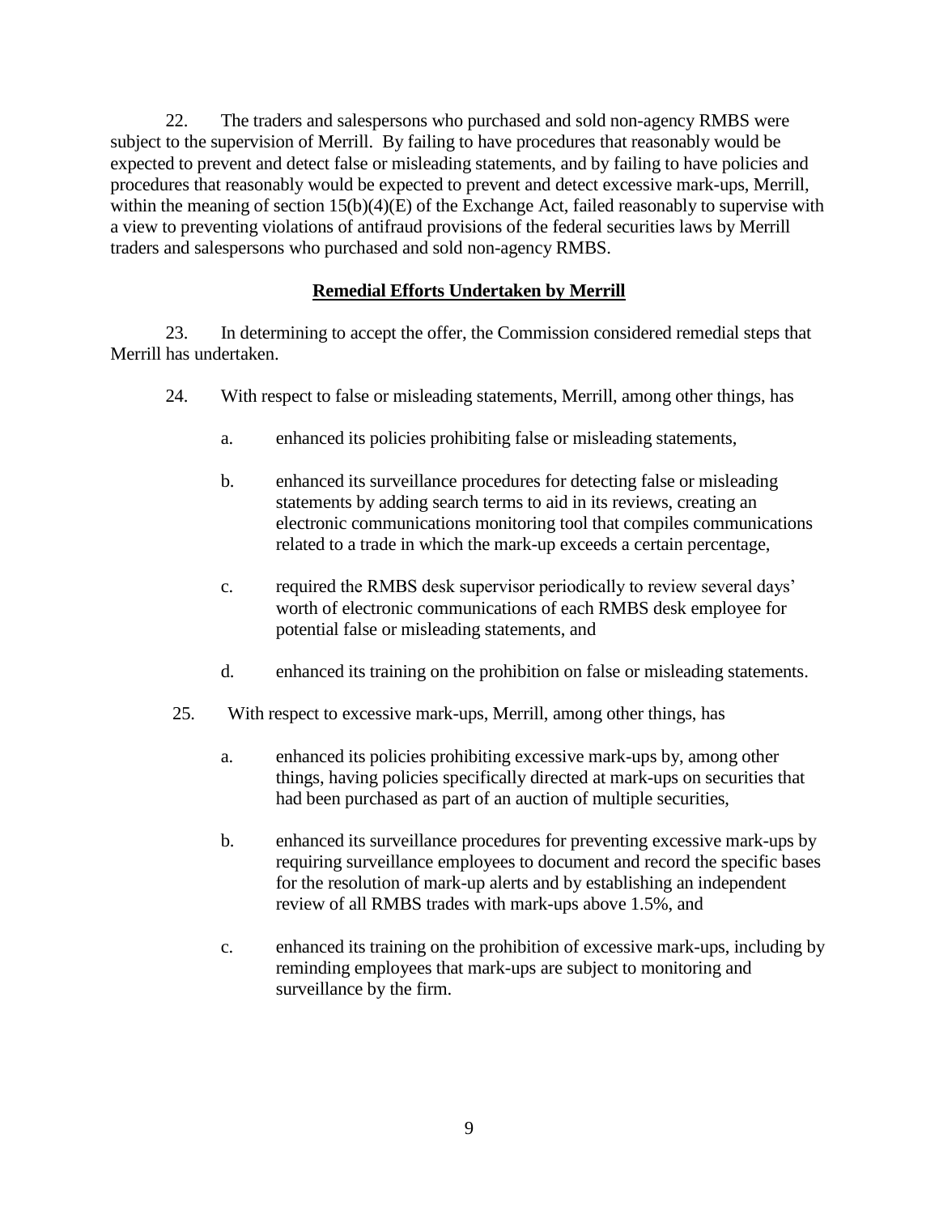22. The traders and salespersons who purchased and sold non-agency RMBS were subject to the supervision of Merrill. By failing to have procedures that reasonably would be expected to prevent and detect false or misleading statements, and by failing to have policies and procedures that reasonably would be expected to prevent and detect excessive mark-ups, Merrill, within the meaning of section 15(b)(4)(E) of the Exchange Act, failed reasonably to supervise with a view to preventing violations of antifraud provisions of the federal securities laws by Merrill traders and salespersons who purchased and sold non-agency RMBS.

## **Remedial Efforts Undertaken by Merrill**

23. In determining to accept the offer, the Commission considered remedial steps that Merrill has undertaken.

24. With respect to false or misleading statements, Merrill, among other things, has

a. enhanced its policies prohibiting false or misleading statements,

b. enhanced its surveillance procedures for detecting false or misleading statements by adding search terms to aid in its reviews, creating an electronic communications monitoring tool that compiles communications related to a trade in which the mark-up exceeds a certain percentage,

c. required the RMBS desk supervisor periodically to review several days' worth of electronic communications of each RMBS desk employee for potential false or misleading statements, and

d. enhanced its training on the prohibition on false or misleading statements.

25. With respect to excessive mark-ups, Merrill, among other things, has

a. enhanced its policies prohibiting excessive mark-ups by, among other things, having policies specifically directed at mark-ups on securities that had been purchased as part of an auction of multiple securities,

b. enhanced its surveillance procedures for preventing excessive mark-ups by requiring surveillance employees to document and record the specific bases for the resolution of mark-up alerts and by establishing an independent review of all RMBS trades with mark-ups above 1.5%, and

c. enhanced its training on the prohibition of excessive mark-ups, including by reminding employees that mark-ups are subject to monitoring and surveillance by the firm.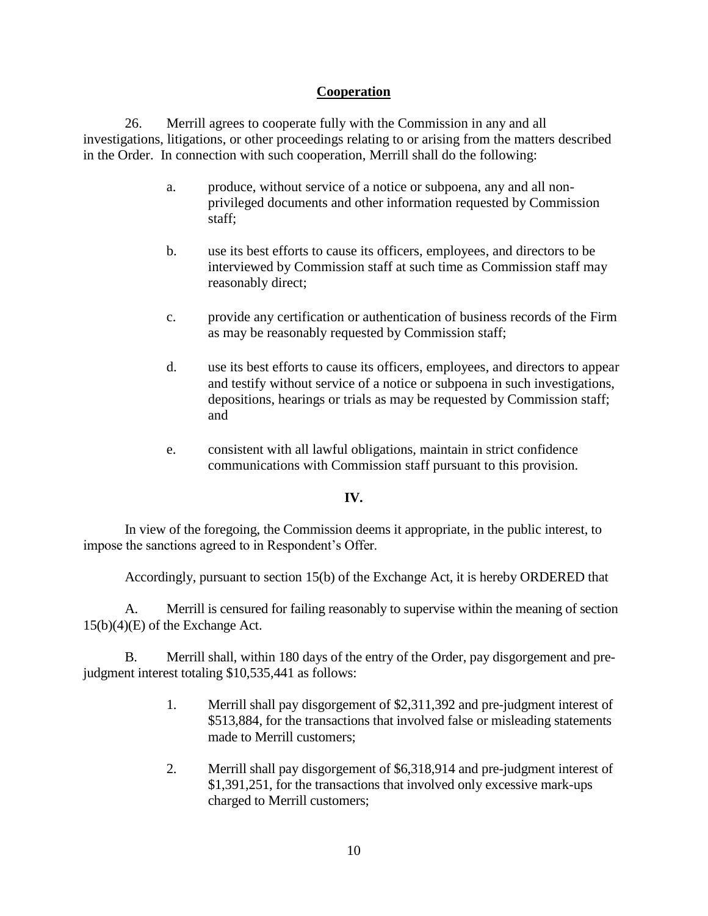**Cooperation**

26. Merrill agrees to cooperate fully with the Commission in any and all investigations, litigations, or other proceedings relating to or arising from the matters described in the Order. In connection with such cooperation, Merrill shall do the following:

a. produce, without service of a notice or subpoena, any and all non-privileged documents and other information requested by Commission staff;

b. use its best efforts to cause its officers, employees, and directors to be interviewed by Commission staff at such time as Commission staff may reasonably direct;

c. provide any certification or authentication of business records of the Firm as may be reasonably requested by Commission staff;

d. use its best efforts to cause its officers, employees, and directors to appear and testify without service of a notice or subpoena in such investigations, depositions, hearings or trials as may be requested by Commission staff; and

e. consistent with all lawful obligations, maintain in strict confidence communications with Commission staff pursuant to this provision.

## IV.

In view of the foregoing, the Commission deems it appropriate, in the public interest, to impose the sanctions agreed to in Respondent's Offer.

Accordingly, pursuant to section 15(b) of the Exchange Act, it is hereby ORDERED that

A. Merrill is censured for failing reasonably to supervise within the meaning of section 15(b)(4)(E) of the Exchange Act.

B. Merrill shall, within 180 days of the entry of the Order, pay disgorgement and pre-judgment interest totaling $10,535,441 as follows:

1. Merrill shall pay disgorgement of $2,311,392 and pre-judgment interest of $513,884, for the transactions that involved false or misleading statements made to Merrill customers;

2. Merrill shall pay disgorgement of $6,318,914 and pre-judgment interest of $1,391,251, for the transactions that involved only excessive mark-ups charged to Merrill customers;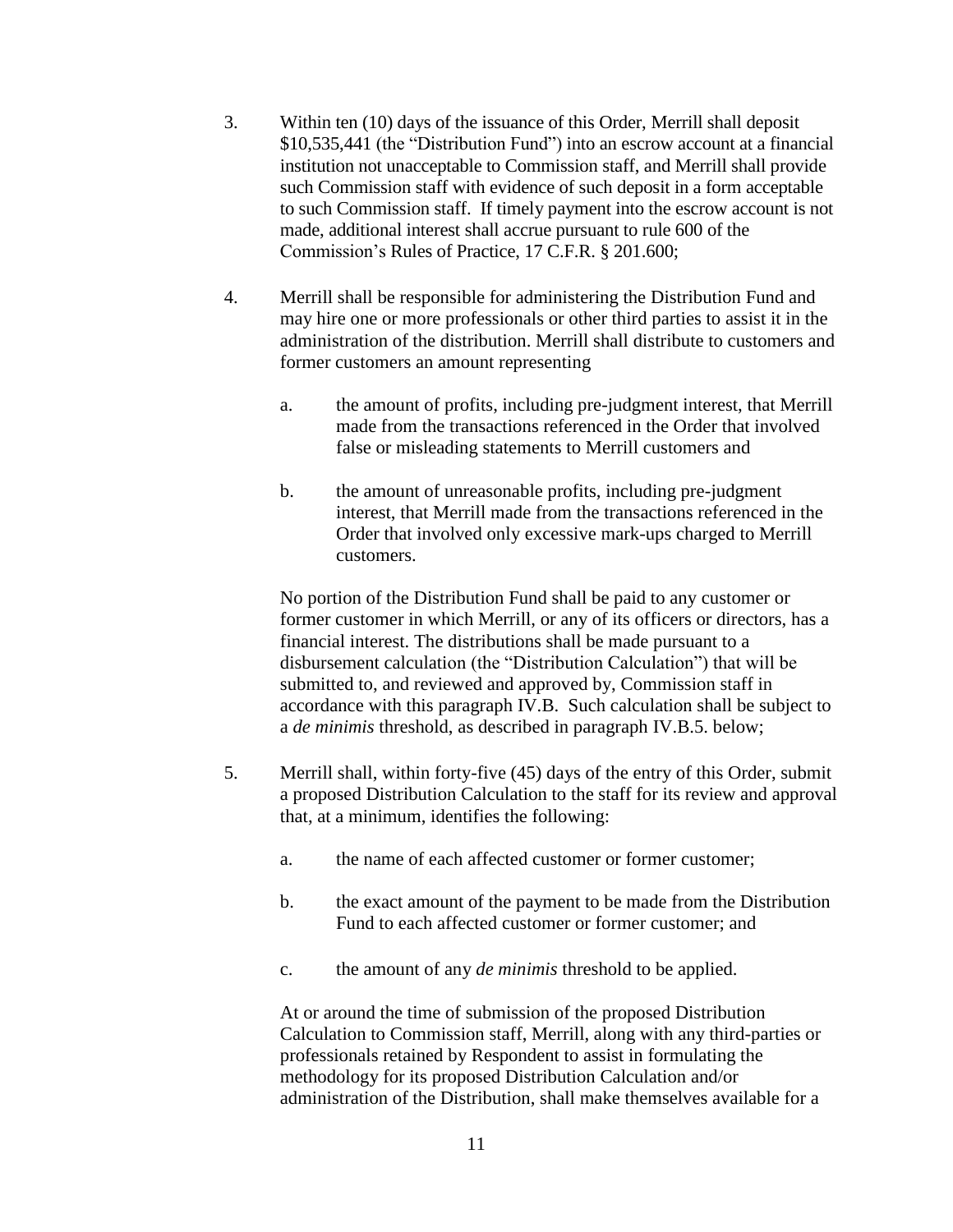3. Within ten (10) days of the issuance of this Order, Merrill shall deposit $10,535,441 (the "Distribution Fund") into an escrow account at a financial institution not unacceptable to Commission staff, and Merrill shall provide such Commission staff with evidence of such deposit in a form acceptable to such Commission staff. If timely payment into the escrow account is not made, additional interest shall accrue pursuant to rule 600 of the Commission's Rules of Practice, 17 C.F.R. § 201.600;

4. Merrill shall be responsible for administering the Distribution Fund and may hire one or more professionals or other third parties to assist it in the administration of the distribution. Merrill shall distribute to customers and former customers an amount representing

   a. the amount of profits, including pre-judgment interest, that Merrill made from the transactions referenced in the Order that involved false or misleading statements to Merrill customers and

   b. the amount of unreasonable profits, including pre-judgment interest, that Merrill made from the transactions referenced in the Order that involved only excessive mark-ups charged to Merrill customers.

   No portion of the Distribution Fund shall be paid to any customer or former customer in which Merrill, or any of its officers or directors, has a financial interest. The distributions shall be made pursuant to a disbursement calculation (the "Distribution Calculation") that will be submitted to, and reviewed and approved by, Commission staff in accordance with this paragraph IV.B. Such calculation shall be subject to a *de minimis* threshold, as described in paragraph IV.B.5. below;

5. Merrill shall, within forty-five (45) days of the entry of this Order, submit a proposed Distribution Calculation to the staff for its review and approval that, at a minimum, identifies the following:

   a. the name of each affected customer or former customer;

   b. the exact amount of the payment to be made from the Distribution Fund to each affected customer or former customer; and

   c. the amount of any *de minimis* threshold to be applied.

   At or around the time of submission of the proposed Distribution Calculation to Commission staff, Merrill, along with any third-parties or professionals retained by Respondent to assist in formulating the methodology for its proposed Distribution Calculation and/or administration of the Distribution, shall make themselves available for a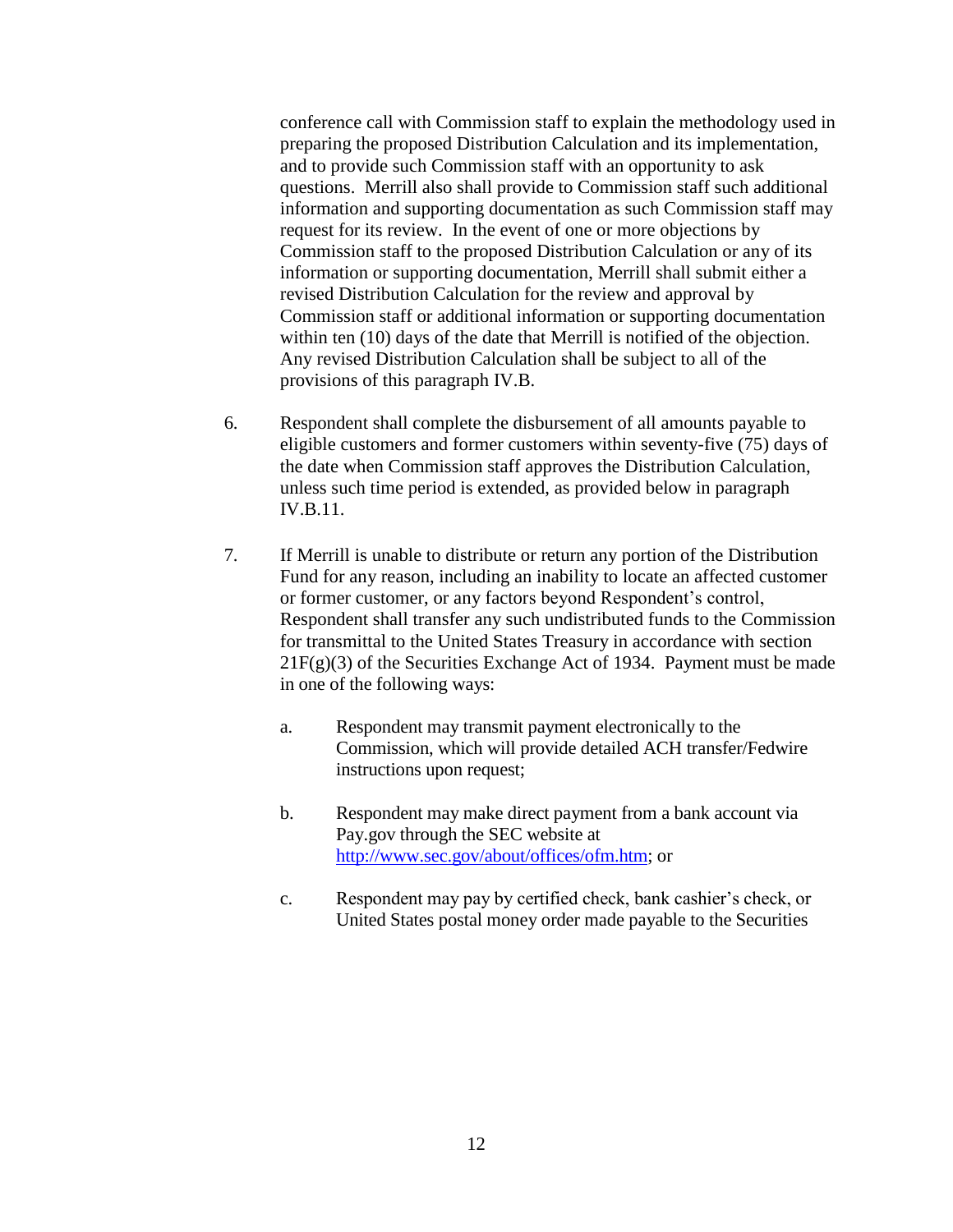conference call with Commission staff to explain the methodology used in preparing the proposed Distribution Calculation and its implementation, and to provide such Commission staff with an opportunity to ask questions. Merrill also shall provide to Commission staff such additional information and supporting documentation as such Commission staff may request for its review. In the event of one or more objections by Commission staff to the proposed Distribution Calculation or any of its information or supporting documentation, Merrill shall submit either a revised Distribution Calculation for the review and approval by Commission staff or additional information or supporting documentation within ten (10) days of the date that Merrill is notified of the objection. Any revised Distribution Calculation shall be subject to all of the provisions of this paragraph IV.B.

6. Respondent shall complete the disbursement of all amounts payable to eligible customers and former customers within seventy-five (75) days of the date when Commission staff approves the Distribution Calculation, unless such time period is extended, as provided below in paragraph IV.B.11.

7. If Merrill is unable to distribute or return any portion of the Distribution Fund for any reason, including an inability to locate an affected customer or former customer, or any factors beyond Respondent's control, Respondent shall transfer any such undistributed funds to the Commission for transmittal to the United States Treasury in accordance with section 21F(g)(3) of the Securities Exchange Act of 1934. Payment must be made in one of the following ways:

   a. Respondent may transmit payment electronically to the Commission, which will provide detailed ACH transfer/Fedwire instructions upon request;

   b. Respondent may make direct payment from a bank account via Pay.gov through the SEC website at http://www.sec.gov/about/offices/ofm.htm; or

   c. Respondent may pay by certified check, bank cashier's check, or United States postal money order made payable to the Securities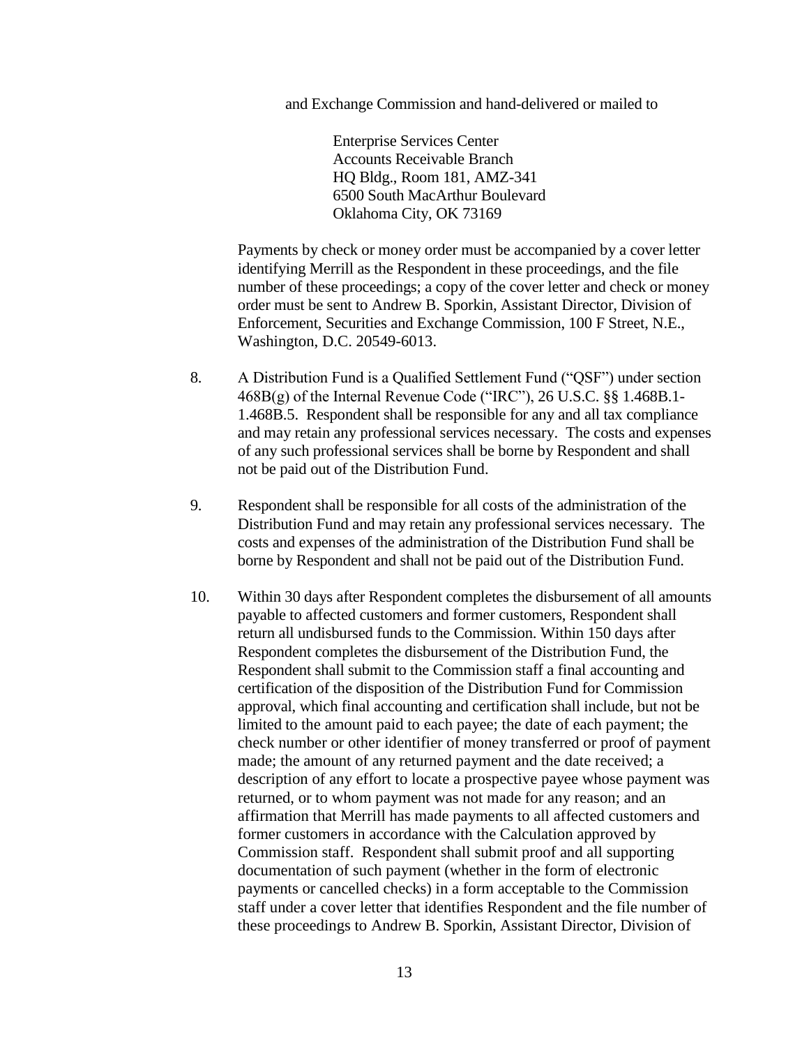and Exchange Commission and hand-delivered or mailed to

Enterprise Services Center
Accounts Receivable Branch
HQ Bldg., Room 181, AMZ-341
6500 South MacArthur Boulevard
Oklahoma City, OK 73169

Payments by check or money order must be accompanied by a cover letter identifying Merrill as the Respondent in these proceedings, and the file number of these proceedings; a copy of the cover letter and check or money order must be sent to Andrew B. Sporkin, Assistant Director, Division of Enforcement, Securities and Exchange Commission, 100 F Street, N.E., Washington, D.C. 20549-6013.

8. A Distribution Fund is a Qualified Settlement Fund ("QSF") under section 468B(g) of the Internal Revenue Code ("IRC"), 26 U.S.C. §§ 1.468B.1-1.468B.5. Respondent shall be responsible for any and all tax compliance and may retain any professional services necessary. The costs and expenses of any such professional services shall be borne by Respondent and shall not be paid out of the Distribution Fund.

9. Respondent shall be responsible for all costs of the administration of the Distribution Fund and may retain any professional services necessary. The costs and expenses of the administration of the Distribution Fund shall be borne by Respondent and shall not be paid out of the Distribution Fund.

10. Within 30 days after Respondent completes the disbursement of all amounts payable to affected customers and former customers, Respondent shall return all undisbursed funds to the Commission. Within 150 days after Respondent completes the disbursement of the Distribution Fund, the Respondent shall submit to the Commission staff a final accounting and certification of the disposition of the Distribution Fund for Commission approval, which final accounting and certification shall include, but not be limited to the amount paid to each payee; the date of each payment; the check number or other identifier of money transferred or proof of payment made; the amount of any returned payment and the date received; a description of any effort to locate a prospective payee whose payment was returned, or to whom payment was not made for any reason; and an affirmation that Merrill has made payments to all affected customers and former customers in accordance with the Calculation approved by Commission staff. Respondent shall submit proof and all supporting documentation of such payment (whether in the form of electronic payments or cancelled checks) in a form acceptable to the Commission staff under a cover letter that identifies Respondent and the file number of these proceedings to Andrew B. Sporkin, Assistant Director, Division of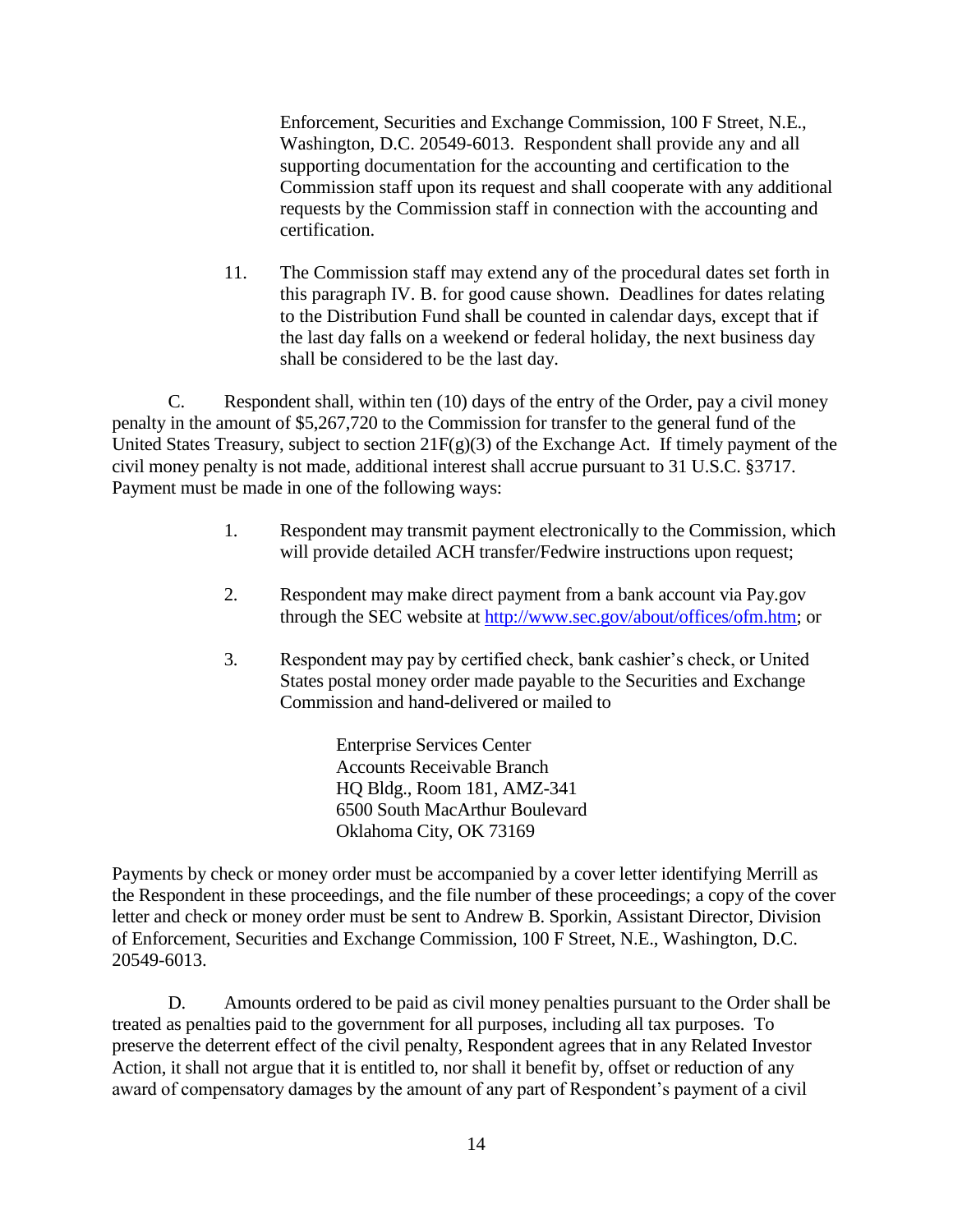Enforcement, Securities and Exchange Commission, 100 F Street, N.E., Washington, D.C. 20549-6013. Respondent shall provide any and all supporting documentation for the accounting and certification to the Commission staff upon its request and shall cooperate with any additional requests by the Commission staff in connection with the accounting and certification.

11. The Commission staff may extend any of the procedural dates set forth in this paragraph IV. B. for good cause shown. Deadlines for dates relating to the Distribution Fund shall be counted in calendar days, except that if the last day falls on a weekend or federal holiday, the next business day shall be considered to be the last day.

C. Respondent shall, within ten (10) days of the entry of the Order, pay a civil money penalty in the amount of $5,267,720 to the Commission for transfer to the general fund of the United States Treasury, subject to section 21F(g)(3) of the Exchange Act. If timely payment of the civil money penalty is not made, additional interest shall accrue pursuant to 31 U.S.C. §3717. Payment must be made in one of the following ways:

1. Respondent may transmit payment electronically to the Commission, which will provide detailed ACH transfer/Fedwire instructions upon request;

2. Respondent may make direct payment from a bank account via Pay.gov through the SEC website at http://www.sec.gov/about/offices/ofm.htm; or

3. Respondent may pay by certified check, bank cashier's check, or United States postal money order made payable to the Securities and Exchange Commission and hand-delivered or mailed to

   Enterprise Services Center
   Accounts Receivable Branch
   HQ Bldg., Room 181, AMZ-341
   6500 South MacArthur Boulevard
   Oklahoma City, OK 73169

Payments by check or money order must be accompanied by a cover letter identifying Merrill as the Respondent in these proceedings, and the file number of these proceedings; a copy of the cover letter and check or money order must be sent to Andrew B. Sporkin, Assistant Director, Division of Enforcement, Securities and Exchange Commission, 100 F Street, N.E., Washington, D.C. 20549-6013.

D. Amounts ordered to be paid as civil money penalties pursuant to the Order shall be treated as penalties paid to the government for all purposes, including all tax purposes. To preserve the deterrent effect of the civil penalty, Respondent agrees that in any Related Investor Action, it shall not argue that it is entitled to, nor shall it benefit by, offset or reduction of any award of compensatory damages by the amount of any part of Respondent's payment of a civil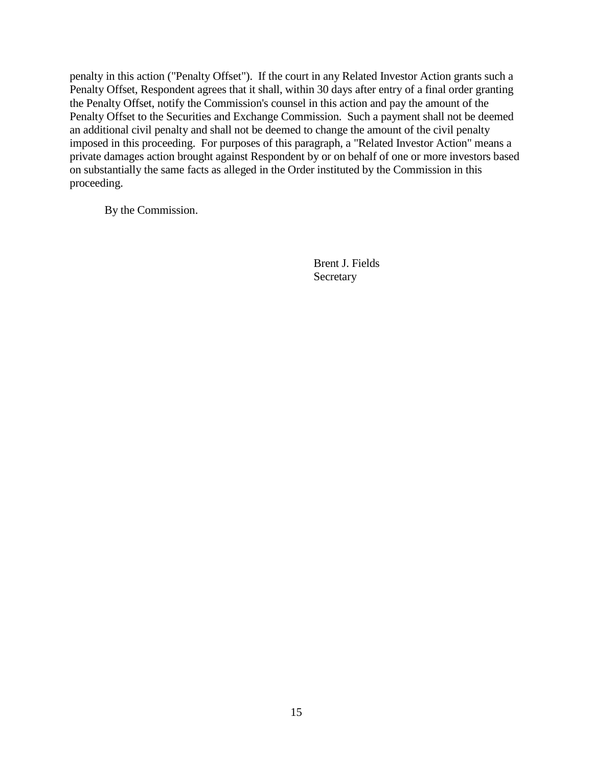penalty in this action ("Penalty Offset"). If the court in any Related Investor Action grants such a Penalty Offset, Respondent agrees that it shall, within 30 days after entry of a final order granting the Penalty Offset, notify the Commission's counsel in this action and pay the amount of the Penalty Offset to the Securities and Exchange Commission. Such a payment shall not be deemed an additional civil penalty and shall not be deemed to change the amount of the civil penalty imposed in this proceeding. For purposes of this paragraph, a "Related Investor Action" means a private damages action brought against Respondent by or on behalf of one or more investors based on substantially the same facts as alleged in the Order instituted by the Commission in this proceeding.

By the Commission.

Brent J. Fields
Secretary